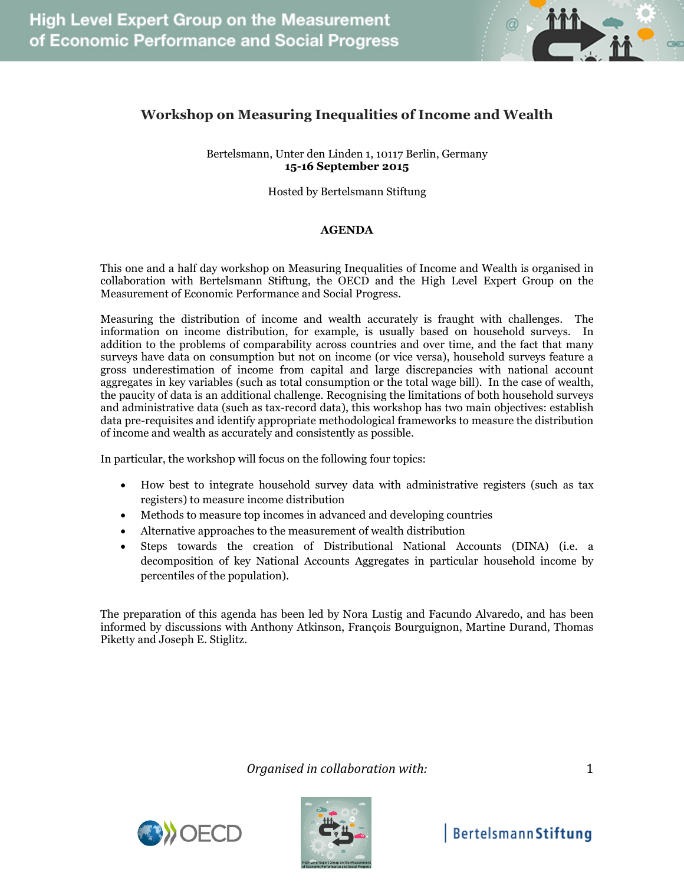# Workshop on Measuring Inequalities of Income and Wealth

Bertelsmann, Unter den Linden 1, 10117 Berlin, Germany
**15-16 September 2015**

Hosted by Bertelsmann Stiftung

## AGENDA

This one and a half day workshop on Measuring Inequalities of Income and Wealth is organised in collaboration with Bertelsmann Stiftung, the OECD and the High Level Expert Group on the Measurement of Economic Performance and Social Progress.

Measuring the distribution of income and wealth accurately is fraught with challenges. The information on income distribution, for example, is usually based on household surveys. In addition to the problems of comparability across countries and over time, and the fact that many surveys have data on consumption but not on income (or vice versa), household surveys feature a gross underestimation of income from capital and large discrepancies with national account aggregates in key variables (such as total consumption or the total wage bill). In the case of wealth, the paucity of data is an additional challenge. Recognising the limitations of both household surveys and administrative data (such as tax-record data), this workshop has two main objectives: establish data pre-requisites and identify appropriate methodological frameworks to measure the distribution of income and wealth as accurately and consistently as possible.

In particular, the workshop will focus on the following four topics:

- How best to integrate household survey data with administrative registers (such as tax registers) to measure income distribution
- Methods to measure top incomes in advanced and developing countries
- Alternative approaches to the measurement of wealth distribution
- Steps towards the creation of Distributional National Accounts (DINA) (i.e. a decomposition of key National Accounts Aggregates in particular household income by percentiles of the population).

The preparation of this agenda has been led by Nora Lustig and Facundo Alvaredo, and has been informed by discussions with Anthony Atkinson, François Bourguignon, Martine Durand, Thomas Piketty and Joseph E. Stiglitz.

*Organised in collaboration with:*

OECD | High Level Expert Group on the Measurement of Economic Performance and Social Progress | BertelsmannStiftung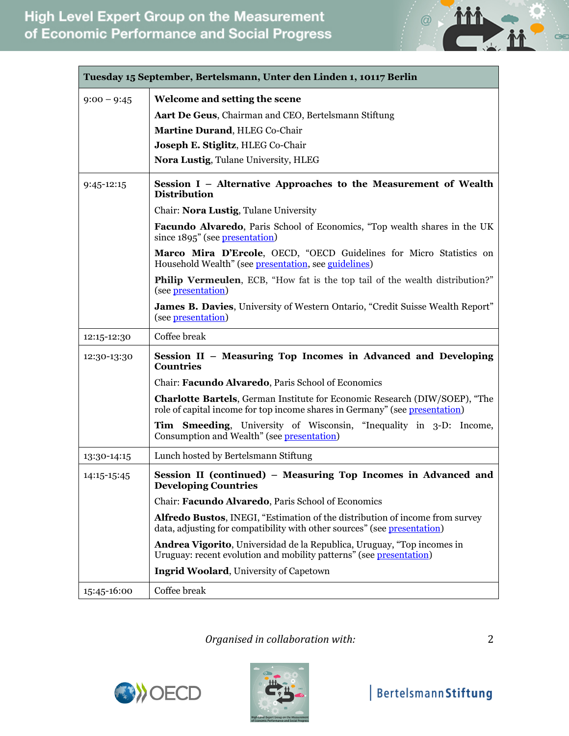| Tuesday 15 September, Bertelsmann, Unter den Linden 1, 10117 Berlin | |
|---|---|
| 9:00 – 9:45 | **Welcome and setting the scene**<br>**Aart De Geus**, Chairman and CEO, Bertelsmann Stiftung<br>**Martine Durand**, HLEG Co-Chair<br>**Joseph E. Stiglitz**, HLEG Co-Chair<br>**Nora Lustig**, Tulane University, HLEG |
| 9:45-12:15 | **Session I – Alternative Approaches to the Measurement of Wealth Distribution**<br>Chair: **Nora Lustig**, Tulane University<br>**Facundo Alvaredo**, Paris School of Economics, "Top wealth shares in the UK since 1895" (see presentation)<br>**Marco Mira D'Ercole**, OECD, "OECD Guidelines for Micro Statistics on Household Wealth" (see presentation, see guidelines)<br>**Philip Vermeulen**, ECB, "How fat is the top tail of the wealth distribution?" (see presentation)<br>**James B. Davies**, University of Western Ontario, "Credit Suisse Wealth Report" (see presentation) |
| 12:15-12:30 | Coffee break |
| 12:30-13:30 | **Session II – Measuring Top Incomes in Advanced and Developing Countries**<br>Chair: **Facundo Alvaredo**, Paris School of Economics<br>**Charlotte Bartels**, German Institute for Economic Research (DIW/SOEP), "The role of capital income for top income shares in Germany" (see presentation)<br>**Tim Smeeding**, University of Wisconsin, "Inequality in 3-D: Income, Consumption and Wealth" (see presentation) |
| 13:30-14:15 | Lunch hosted by Bertelsmann Stiftung |
| 14:15-15:45 | **Session II (continued) – Measuring Top Incomes in Advanced and Developing Countries**<br>Chair: **Facundo Alvaredo**, Paris School of Economics<br>**Alfredo Bustos**, INEGI, "Estimation of the distribution of income from survey data, adjusting for compatibility with other sources" (see presentation)<br>**Andrea Vigorito**, Universidad de la Republica, Uruguay, "Top incomes in Uruguay: recent evolution and mobility patterns" (see presentation)<br>**Ingrid Woolard**, University of Capetown |
| 15:45-16:00 | Coffee break |

*Organised in collaboration with:*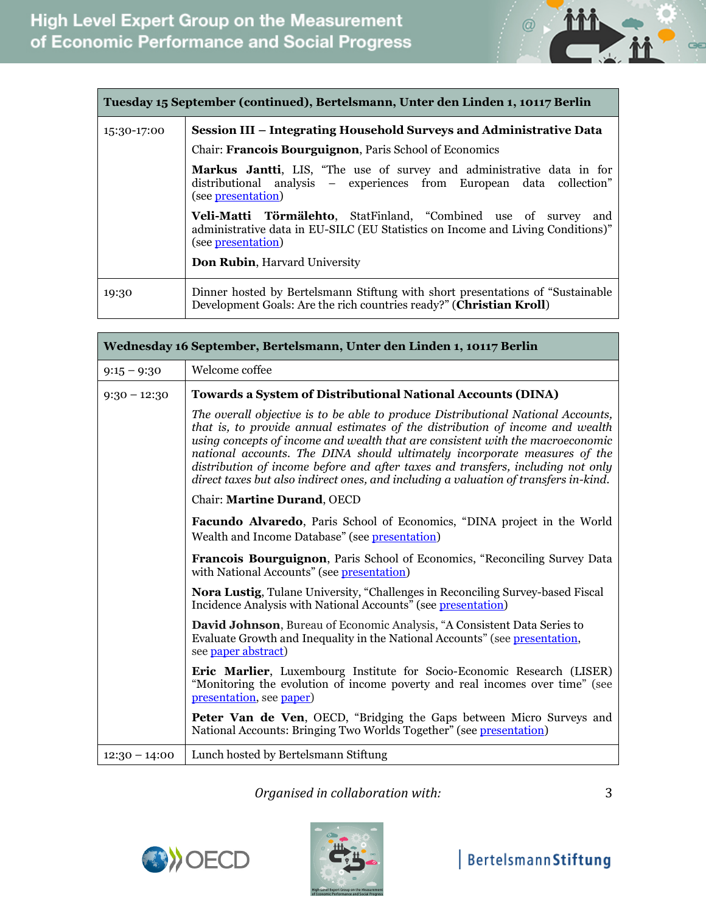| Tuesday 15 September (continued), Bertelsmann, Unter den Linden 1, 10117 Berlin | |
|---|---|
| 15:30-17:00 | **Session III – Integrating Household Surveys and Administrative Data**<br>Chair: **Francois Bourguignon**, Paris School of Economics<br>**Markus Jantti**, LIS, "The use of survey and administrative data in for distributional analysis – experiences from European data collection" (see presentation)<br>**Veli-Matti Törmälehto**, StatFinland, "Combined use of survey and administrative data in EU-SILC (EU Statistics on Income and Living Conditions)" (see presentation)<br>**Don Rubin**, Harvard University |
| 19:30 | Dinner hosted by Bertelsmann Stiftung with short presentations of "Sustainable Development Goals: Are the rich countries ready?" (**Christian Kroll**) |

| Wednesday 16 September, Bertelsmann, Unter den Linden 1, 10117 Berlin | |
|---|---|
| 9:15 – 9:30 | Welcome coffee |
| 9:30 – 12:30 | **Towards a System of Distributional National Accounts (DINA)**<br>*The overall objective is to be able to produce Distributional National Accounts, that is, to provide annual estimates of the distribution of income and wealth using concepts of income and wealth that are consistent with the macroeconomic national accounts. The DINA should ultimately incorporate measures of the distribution of income before and after taxes and transfers, including not only direct taxes but also indirect ones, and including a valuation of transfers in-kind.*<br>Chair: **Martine Durand**, OECD<br>**Facundo Alvaredo**, Paris School of Economics, "DINA project in the World Wealth and Income Database" (see presentation)<br>**Francois Bourguignon**, Paris School of Economics, "Reconciling Survey Data with National Accounts" (see presentation)<br>**Nora Lustig**, Tulane University, "Challenges in Reconciling Survey-based Fiscal Incidence Analysis with National Accounts" (see presentation)<br>**David Johnson**, Bureau of Economic Analysis, "A Consistent Data Series to Evaluate Growth and Inequality in the National Accounts" (see presentation, see paper abstract)<br>**Eric Marlier**, Luxembourg Institute for Socio-Economic Research (LISER) "Monitoring the evolution of income poverty and real incomes over time" (see presentation, see paper)<br>**Peter Van de Ven**, OECD, "Bridging the Gaps between Micro Surveys and National Accounts: Bringing Two Worlds Together" (see presentation) |
| 12:30 – 14:00 | Lunch hosted by Bertelsmann Stiftung |

*Organised in collaboration with:*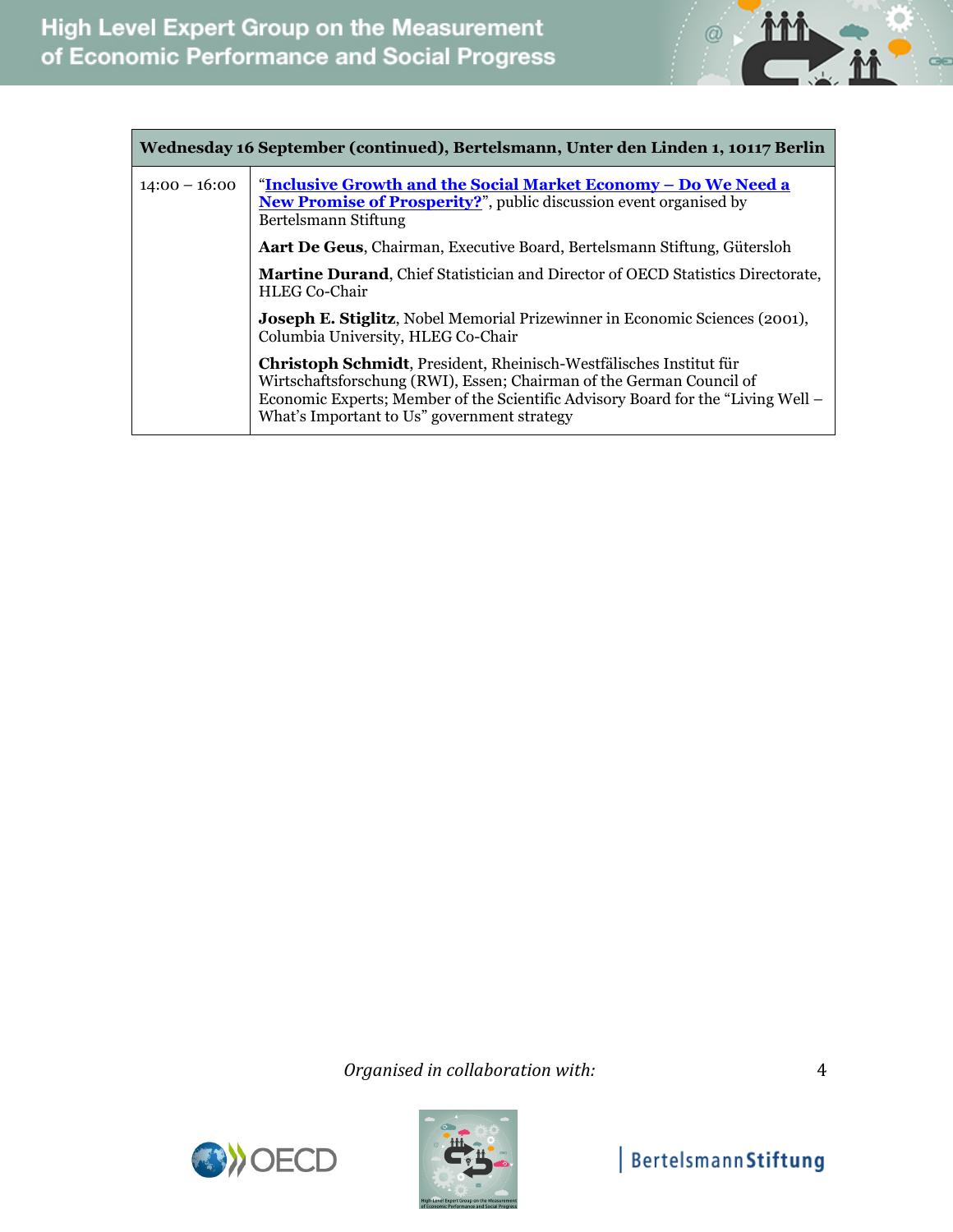| Wednesday 16 September (continued), Bertelsmann, Unter den Linden 1, 10117 Berlin | |
|---|---|
| 14:00 – 16:00 | "**Inclusive Growth and the Social Market Economy – Do We Need a New Promise of Prosperity?**", public discussion event organised by Bertelsmann Stiftung<br><br>**Aart De Geus**, Chairman, Executive Board, Bertelsmann Stiftung, Gütersloh<br><br>**Martine Durand**, Chief Statistician and Director of OECD Statistics Directorate, HLEG Co-Chair<br><br>**Joseph E. Stiglitz**, Nobel Memorial Prizewinner in Economic Sciences (2001), Columbia University, HLEG Co-Chair<br><br>**Christoph Schmidt**, President, Rheinisch-Westfälisches Institut für Wirtschaftsforschung (RWI), Essen; Chairman of the German Council of Economic Experts; Member of the Scientific Advisory Board for the "Living Well – What's Important to Us" government strategy |

*Organised in collaboration with:*